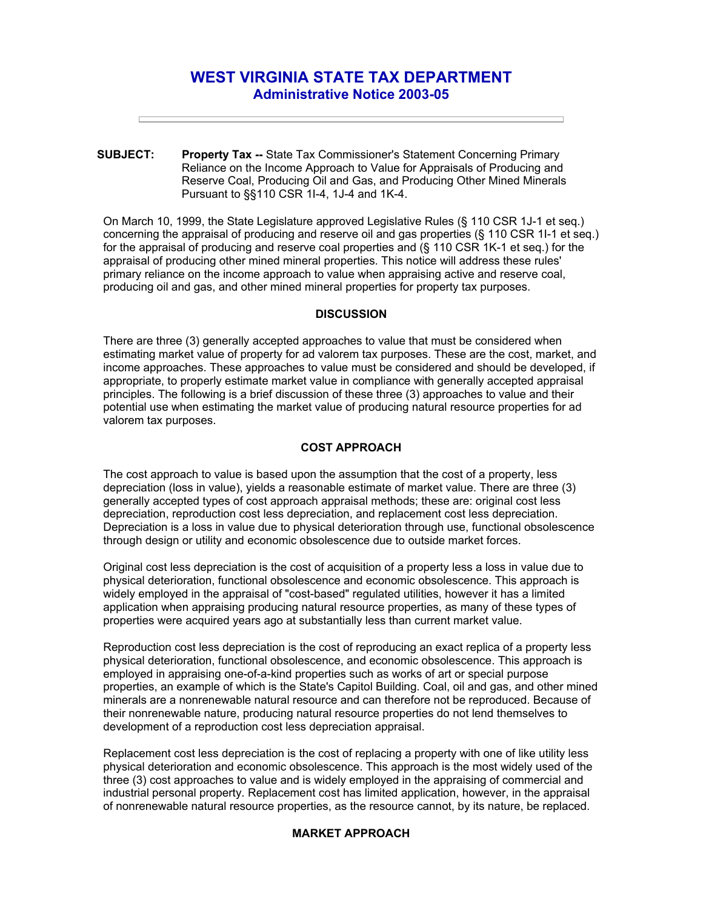# WEST VIRGINIA STATE TAX DEPARTMENT
## Administrative Notice 2003-05

---

**SUBJECT:** **Property Tax --** State Tax Commissioner's Statement Concerning Primary Reliance on the Income Approach to Value for Appraisals of Producing and Reserve Coal, Producing Oil and Gas, and Producing Other Mined Minerals Pursuant to §§110 CSR 1I-4, 1J-4 and 1K-4.

On March 10, 1999, the State Legislature approved Legislative Rules (§ 110 CSR 1J-1 et seq.) concerning the appraisal of producing and reserve oil and gas properties (§ 110 CSR 1I-1 et seq.) for the appraisal of producing and reserve coal properties and (§ 110 CSR 1K-1 et seq.) for the appraisal of producing other mined mineral properties. This notice will address these rules' primary reliance on the income approach to value when appraising active and reserve coal, producing oil and gas, and other mineral properties for property tax purposes.

### DISCUSSION

There are three (3) generally accepted approaches to value that must be considered when estimating market value of property for ad valorem tax purposes. These are the cost, market, and income approaches. These approaches to value must be considered and should be developed, if appropriate, to properly estimate market value in compliance with generally accepted appraisal principles. The following is a brief discussion of these three (3) approaches to value and their potential use when estimating the market value of producing natural resource properties for ad valorem tax purposes.

### COST APPROACH

The cost approach to value is based upon the assumption that the cost of a property, less depreciation (loss in value), yields a reasonable estimate of market value. There are three (3) generally accepted types of cost approach appraisal methods; these are: original cost less depreciation, reproduction cost less depreciation, and replacement cost less depreciation. Depreciation is a loss in value due to physical deterioration through use, functional obsolescence through design or utility and economic obsolescence due to outside market forces.

Original cost less depreciation is the cost of acquisition of a property less a loss in value due to physical deterioration, functional obsolescence and economic obsolescence. This approach is widely employed in the appraisal of "cost-based" regulated utilities, however it has a limited application when appraising producing natural resource properties, as many of these types of properties were acquired years ago at substantially less than current market value.

Reproduction cost less depreciation is the cost of reproducing an exact replica of a property less physical deterioration, functional obsolescence, and economic obsolescence. This approach is employed in appraising one-of-a-kind properties such as works of art or special purpose properties, an example of which is the State's Capitol Building. Coal, oil and gas, and other mined minerals are a nonrenewable natural resource and can therefore not be reproduced. Because of their nonrenewable nature, producing natural resource properties do not lend themselves to development of a reproduction cost less depreciation appraisal.

Replacement cost less depreciation is the cost of replacing a property with one of like utility less physical deterioration and economic obsolescence. This approach is the most widely used of the three (3) cost approaches to value and is widely employed in the appraising of commercial and industrial personal property. Replacement cost has limited application, however, in the appraisal of nonrenewable natural resource properties, as the resource cannot, by its nature, be replaced.

### MARKET APPROACH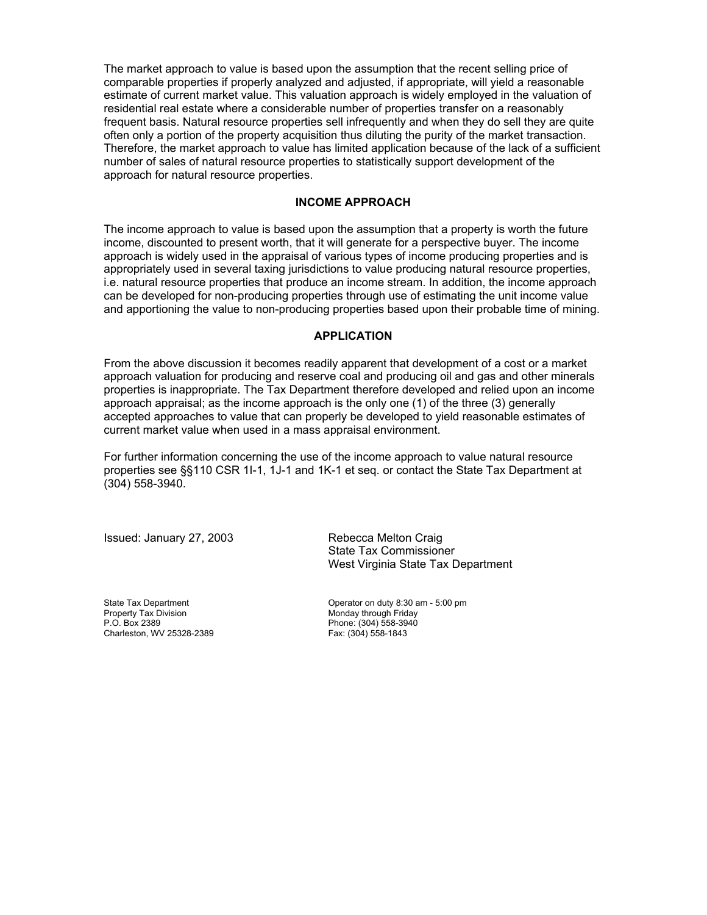The market approach to value is based upon the assumption that the recent selling price of comparable properties if properly analyzed and adjusted, if appropriate, will yield a reasonable estimate of current market value. This valuation approach is widely employed in the valuation of residential real estate where a considerable number of properties transfer on a reasonably frequent basis. Natural resource properties sell infrequently and when they do sell they are quite often only a portion of the property acquisition thus diluting the purity of the market transaction. Therefore, the market approach to value has limited application because of the lack of a sufficient number of sales of natural resource properties to statistically support development of the approach for natural resource properties.

## INCOME APPROACH

The income approach to value is based upon the assumption that a property is worth the future income, discounted to present worth, that it will generate for a perspective buyer. The income approach is widely used in the appraisal of various types of income producing properties and is appropriately used in several taxing jurisdictions to value producing natural resource properties, i.e. natural resource properties that produce an income stream. In addition, the income approach can be developed for non-producing properties through use of estimating the unit income value and apportioning the value to non-producing properties based upon their probable time of mining.

## APPLICATION

From the above discussion it becomes readily apparent that development of a cost or a market approach valuation for producing and reserve coal and producing oil and gas and other minerals properties is inappropriate. The Tax Department therefore developed and relied upon an income approach appraisal; as the income approach is the only one (1) of the three (3) generally accepted approaches to value that can properly be developed to yield reasonable estimates of current market value when used in a mass appraisal environment.

For further information concerning the use of the income approach to value natural resource properties see §§110 CSR 1I-1, 1J-1 and 1K-1 et seq. or contact the State Tax Department at (304) 558-3940.

Issued: January 27, 2003

Rebecca Melton Craig
State Tax Commissioner
West Virginia State Tax Department

State Tax Department
Property Tax Division
P.O. Box 2389
Charleston, WV 25328-2389

Operator on duty 8:30 am - 5:00 pm
Monday through Friday
Phone: (304) 558-3940
Fax: (304) 558-1843